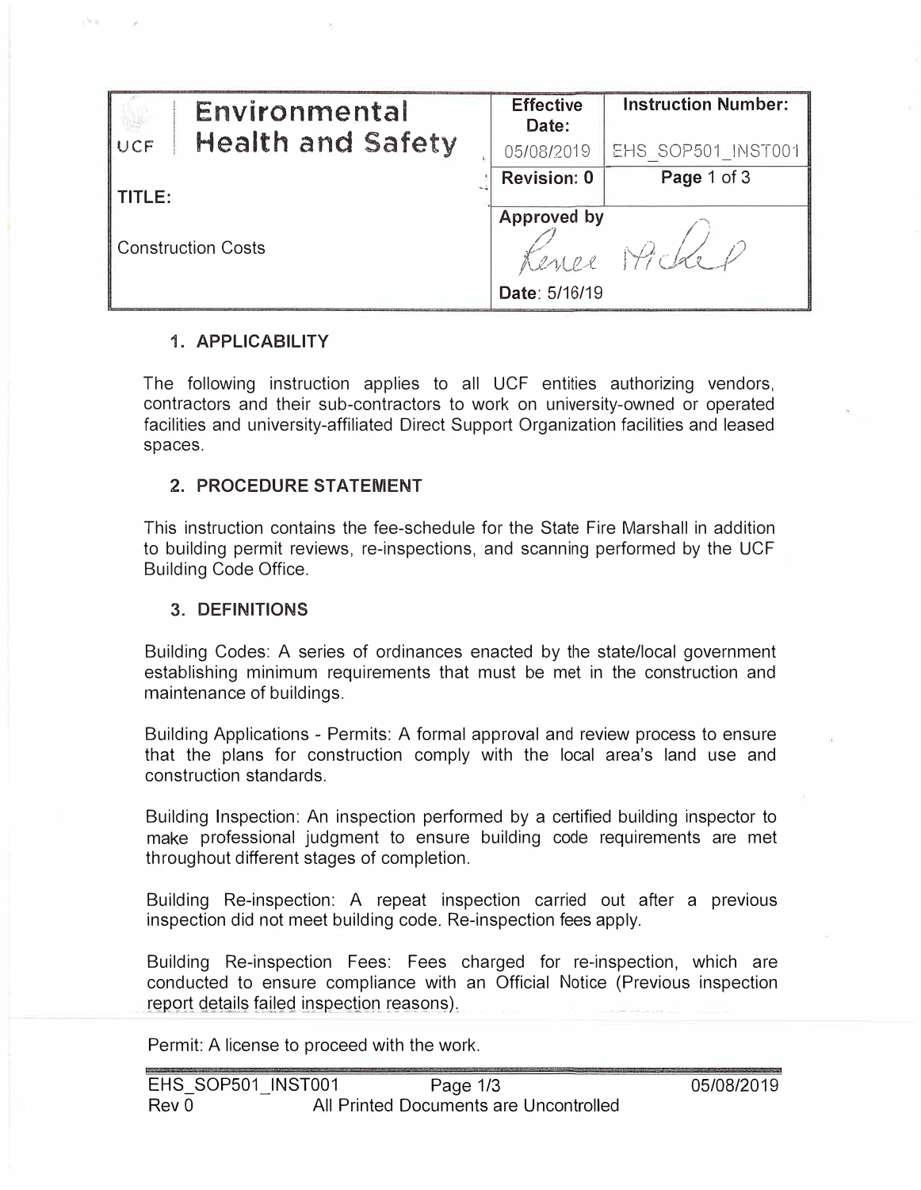| UCF Environmental Health and Safety | Effective Date: 05/08/2019 | Instruction Number: EHS_SOP501_INST001 |
|---|---|---|
| **TITLE:** | **Revision: 0** | **Page** 1 of 3 |
| Construction Costs | **Approved by** Renee Michel | |
| | **Date:** 5/16/19 | |

## 1. APPLICABILITY

The following instruction applies to all UCF entities authorizing vendors, contractors and their sub-contractors to work on university-owned or operated facilities and university-affiliated Direct Support Organization facilities and leased spaces.

## 2. PROCEDURE STATEMENT

This instruction contains the fee-schedule for the State Fire Marshall in addition to building permit reviews, re-inspections, and scanning performed by the UCF Building Code Office.

## 3. DEFINITIONS

Building Codes: A series of ordinances enacted by the state/local government establishing minimum requirements that must be met in the construction and maintenance of buildings.

Building Applications - Permits: A formal approval and review process to ensure that the plans for construction comply with the local area's land use and construction standards.

Building Inspection: An inspection performed by a certified building inspector to make professional judgment to ensure building code requirements are met throughout different stages of completion.

Building Re-inspection: A repeat inspection carried out after a previous inspection did not meet building code. Re-inspection fees apply.

Building Re-inspection Fees: Fees charged for re-inspection, which are conducted to ensure compliance with an Official Notice (Previous inspection report details failed inspection reasons).

Permit: A license to proceed with the work.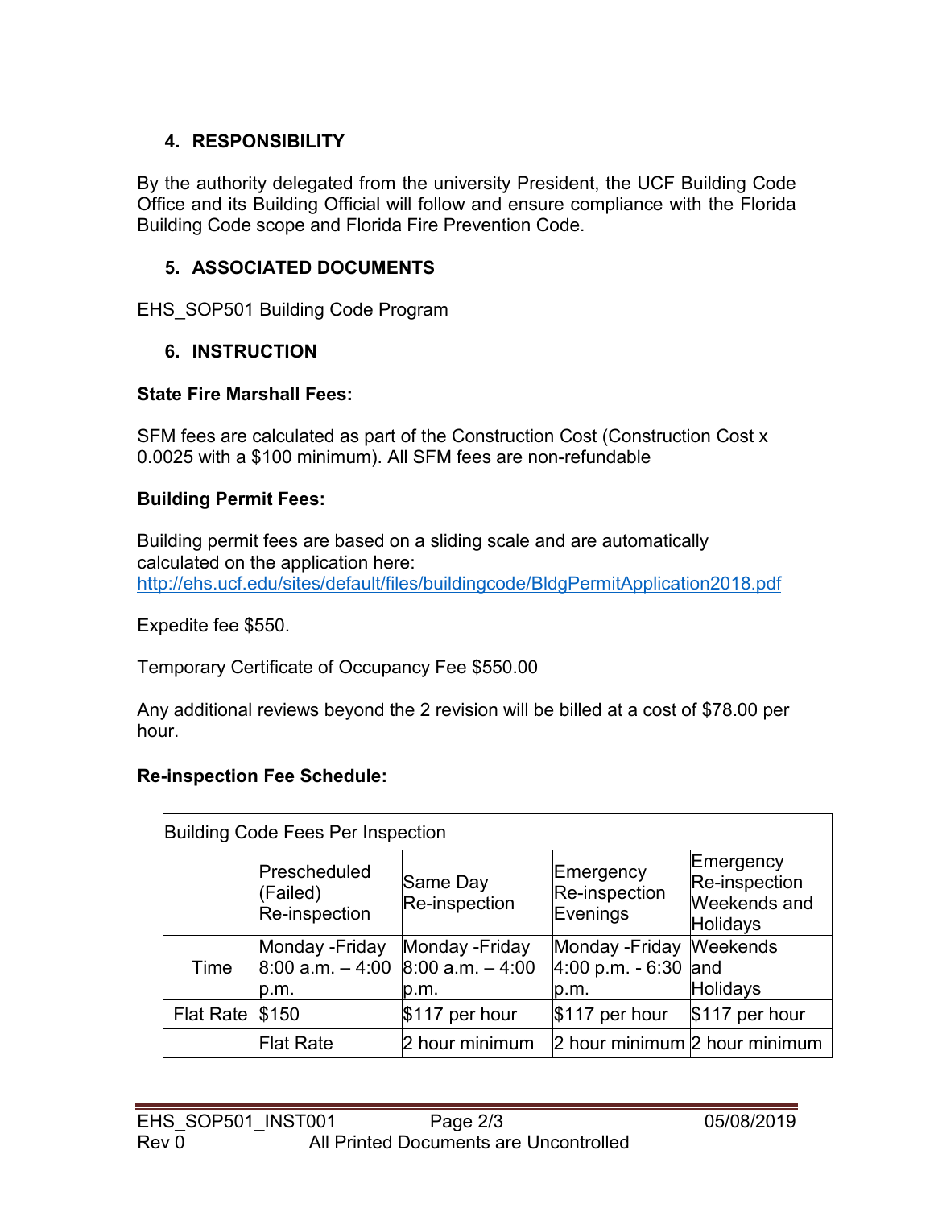## 4. RESPONSIBILITY

By the authority delegated from the university President, the UCF Building Code Office and its Building Official will follow and ensure compliance with the Florida Building Code scope and Florida Fire Prevention Code.

## 5. ASSOCIATED DOCUMENTS

EHS_SOP501 Building Code Program

## 6. INSTRUCTION

**State Fire Marshall Fees:**

SFM fees are calculated as part of the Construction Cost (Construction Cost x 0.0025 with a $100 minimum). All SFM fees are non-refundable

**Building Permit Fees:**

Building permit fees are based on a sliding scale and are automatically calculated on the application here:
http://ehs.ucf.edu/sites/default/files/buildingcode/BldgPermitApplication2018.pdf

Expedite fee $550.

Temporary Certificate of Occupancy Fee $550.00

Any additional reviews beyond the 2 revision will be billed at a cost of $78.00 per hour.

**Re-inspection Fee Schedule:**

| Building Code Fees Per Inspection | | | | |
|---|---|---|---|---|
| | Prescheduled (Failed) Re-inspection | Same Day Re-inspection | Emergency Re-inspection Evenings | Emergency Re-inspection Weekends and Holidays |
| Time | Monday -Friday 8:00 a.m. – 4:00 p.m. | Monday -Friday 8:00 a.m. – 4:00 p.m. | Monday -Friday 4:00 p.m. - 6:30 p.m. | Weekends and Holidays |
| Flat Rate | $150 | $117 per hour | $117 per hour | $117 per hour |
| | Flat Rate | 2 hour minimum | 2 hour minimum | 2 hour minimum |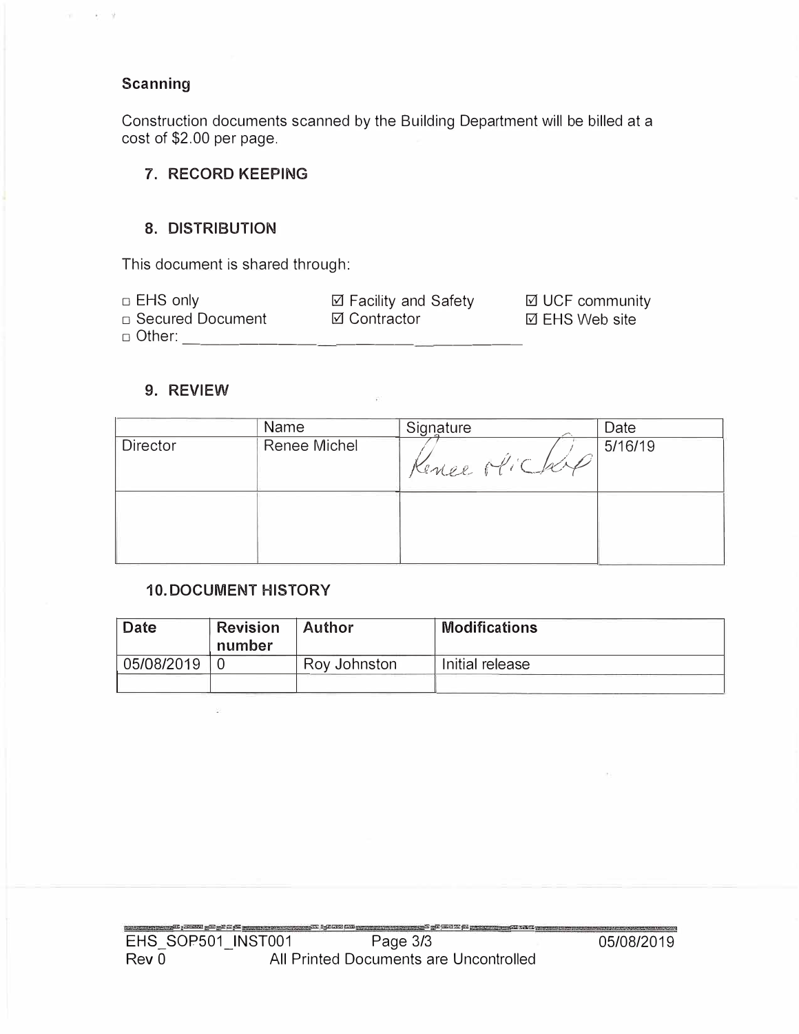### Scanning

Construction documents scanned by the Building Department will be billed at a cost of $2.00 per page.

## 7. RECORD KEEPING

## 8. DISTRIBUTION

This document is shared through:

- ☐ EHS only
- ☐ Secured Document
- ☐ Other: ____________________
- ☑ Facility and Safety
- ☑ Contractor
- ☑ UCF community
- ☑ EHS Web site

## 9. REVIEW

| | Name | Signature | Date |
|---|---|---|---|
| Director | Renee Michel | Renee Michel | 5/16/19 |
| | | | |

## 10. DOCUMENT HISTORY

| Date | Revision number | Author | Modifications |
|---|---|---|---|
| 05/08/2019 | 0 | Roy Johnston | Initial release |
| | | | |